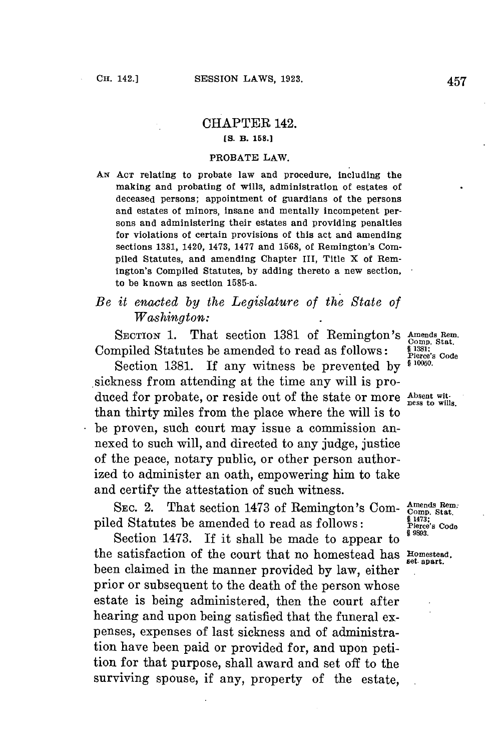# CHAPTER 142.

[S. B. 158.]

## PROBATE LAW.

AN ACT relating to probate law and procedure, including the making and probating of wills, administration of estates of deceased persons; appointment of guardians of the persons and estates of minors, insane and mentally incompetent persons and administering their estates and providing penalties for violations of certain provisions of this act and amending sections 1381, 1420, 1473, 1477 and 1568, of Remington's Compiled Statutes, and amending Chapter III, Title X of Remington's Compiled Statutes, by adding thereto a new section, to be known as section 1585-a.

*Be it enacted by the Legislature of the State of Washington:*

SECTION 1. That section 1381 of Remington's Compiled Statutes be amended to read as follows:

Amends Rem. Comp. Stat. § 1381; Pierce's Code § 10050.

Section 1381. If any witness be prevented by sickness from attending at the time any will is produced for probate, or reside out of the state or more than thirty miles from the place where the will is to be proven, such court may issue a commission annexed to such will, and directed to any judge, justice of the peace, notary public, or other person authorized to administer an oath, empowering him to take and certify the attestation of such witness.

Absent witness to wills.

SEC. 2. That section 1473 of Remington's Compiled Statutes be amended to read as follows:

Amends Rem. Comp. Stat. § 1473; Pierce's Code § 9893.

Section 1473. If it shall be made to appear to the satisfaction of the court that no homestead has been claimed in the manner provided by law, either prior or subsequent to the death of the person whose estate is being administered, then the court after hearing and upon being satisfied that the funeral expenses, expenses of last sickness and of administration have been paid or provided for, and upon petition for that purpose, shall award and set off to the surviving spouse, if any, property of the estate,

Homestead, set apart.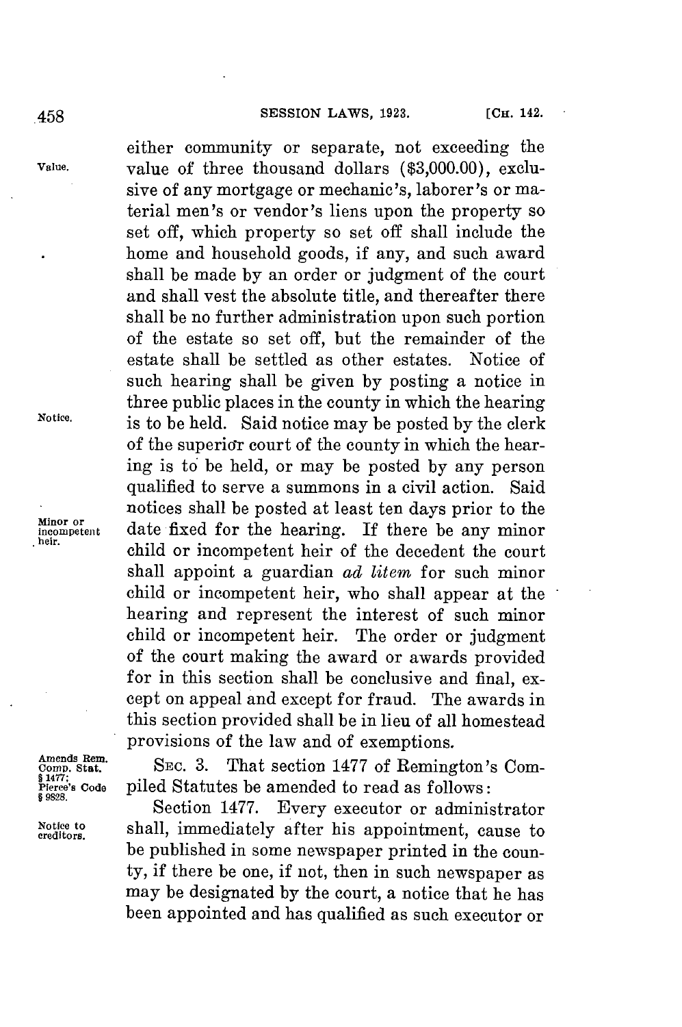either community or separate, not exceeding the value of three thousand dollars ($3,000.00), exclusive of any mortgage or mechanic's, laborer's or material men's or vendor's liens upon the property so set off, which property so set off shall include the home and household goods, if any, and such award shall be made by an order or judgment of the court and shall vest the absolute title, and thereafter there shall be no further administration upon such portion of the estate so set off, but the remainder of the estate shall be settled as other estates. Notice of such hearing shall be given by posting a notice in three public places in the county in which the hearing is to be held. Said notice may be posted by the clerk of the superior court of the county in which the hearing is to be held, or may be posted by any person qualified to serve a summons in a civil action. Said notices shall be posted at least ten days prior to the date fixed for the hearing. If there be any minor child or incompetent heir of the decedent the court shall appoint a guardian *ad litem* for such minor child or incompetent heir, who shall appear at the hearing and represent the interest of such minor child or incompetent heir. The order or judgment of the court making the award or awards provided for in this section shall be conclusive and final, except on appeal and except for fraud. The awards in this section provided shall be in lieu of all homestead provisions of the law and of exemptions.

Value.

Notice.

Minor or incompetent heir.

SEC. 3. That section 1477 of Remington's Compiled Statutes be amended to read as follows:

Amends Rem. Comp. Stat. § 1477; Pierce's Code § 9828.

Section 1477. Every executor or administrator shall, immediately after his appointment, cause to be published in some newspaper printed in the county, if there be one, if not, then in such newspaper as may be designated by the court, a notice that he has been appointed and has qualified as such executor or

Notice to creditors.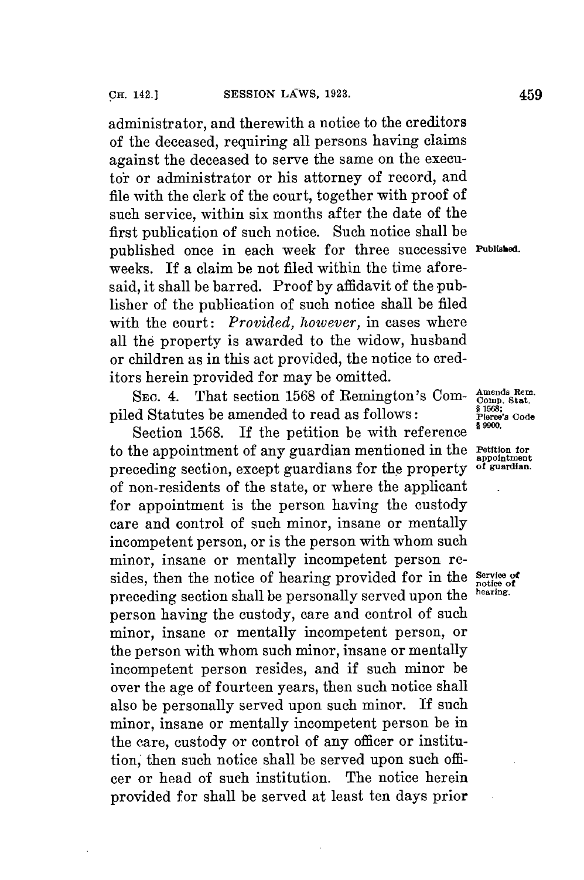administrator, and therewith a notice to the creditors of the deceased, requiring all persons having claims against the deceased to serve the same on the executor or administrator or his attorney of record, and file with the clerk of the court, together with proof of such service, within six months after the date of the first publication of such notice. Such notice shall be published once in each week for three successive weeks. If a claim be not filed within the time aforesaid, it shall be barred. Proof by affidavit of the publisher of the publication of such notice shall be filed with the court: *Provided, however,* in cases where all the property is awarded to the widow, husband or children as in this act provided, the notice to creditors herein provided for may be omitted.

Published.

SEC. 4. That section 1568 of Remington's Compiled Statutes be amended to read as follows:

Amends Rem. Comp. Stat. § 1568; Pierce's Code § 9900.

Section 1568. If the petition be with reference to the appointment of any guardian mentioned in the preceding section, except guardians for the property of non-residents of the state, or where the applicant for appointment is the person having the custody care and control of such minor, insane or mentally incompetent person, or is the person with whom such minor, insane or mentally incompetent person resides, then the notice of hearing provided for in the preceding section shall be personally served upon the person having the custody, care and control of such minor, insane or mentally incompetent person, or the person with whom such minor, insane or mentally incompetent person resides, and if such minor be over the age of fourteen years, then such notice shall also be personally served upon such minor. If such minor, insane or mentally incompetent person be in the care, custody or control of any officer or institution, then such notice shall be served upon such officer or head of such institution. The notice herein provided for shall be served at least ten days prior

Petition for appointment of guardian.

Service of notice of hearing.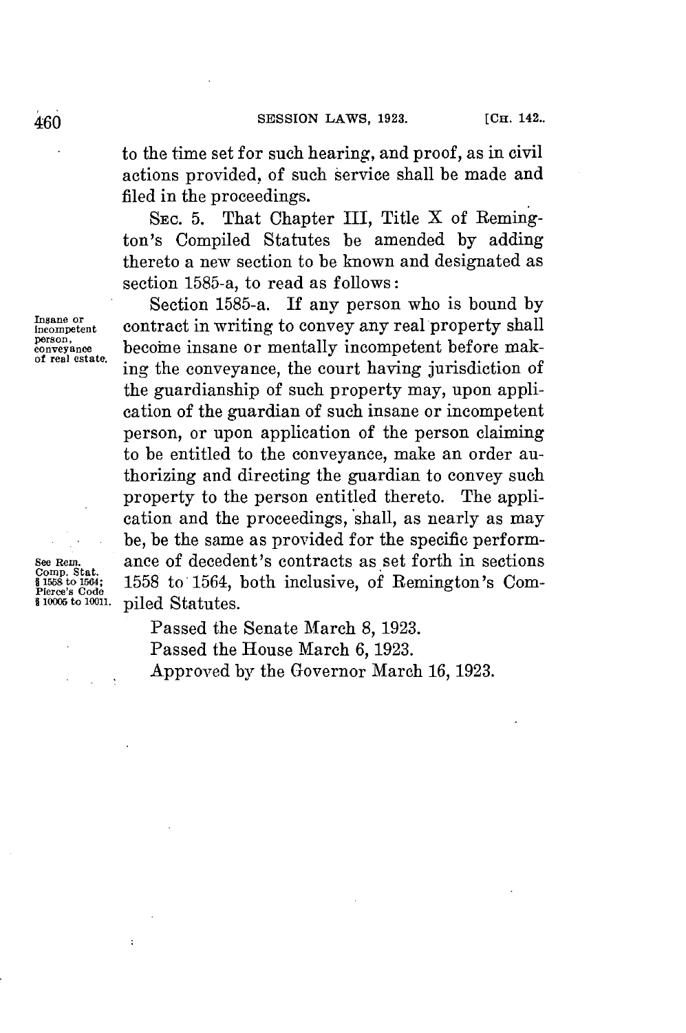to the time set for such hearing, and proof, as in civil actions provided, of such service shall be made and filed in the proceedings.

SEC. 5. That Chapter III, Title X of Remington's Compiled Statutes be amended by adding thereto a new section to be known and designated as section 1585-a, to read as follows:

Insane or incompetent person, conveyance of real estate.

Section 1585-a. If any person who is bound by contract in writing to convey any real property shall become insane or mentally incompetent before making the conveyance, the court having jurisdiction of the guardianship of such property may, upon application of the guardian of such insane or incompetent person, or upon application of the person claiming to be entitled to the conveyance, make an order authorizing and directing the guardian to convey such property to the person entitled thereto. The application and the proceedings, shall, as nearly as may be, be the same as provided for the specific performance of decedent's contracts as set forth in sections 1558 to 1564, both inclusive, of Remington's Compiled Statutes.

See Rem. Comp. Stat. § 1558 to 1564; Pierce's Code § 10005 to 10011.

Passed the Senate March 8, 1923.

Passed the House March 6, 1923.

Approved by the Governor March 16, 1923.